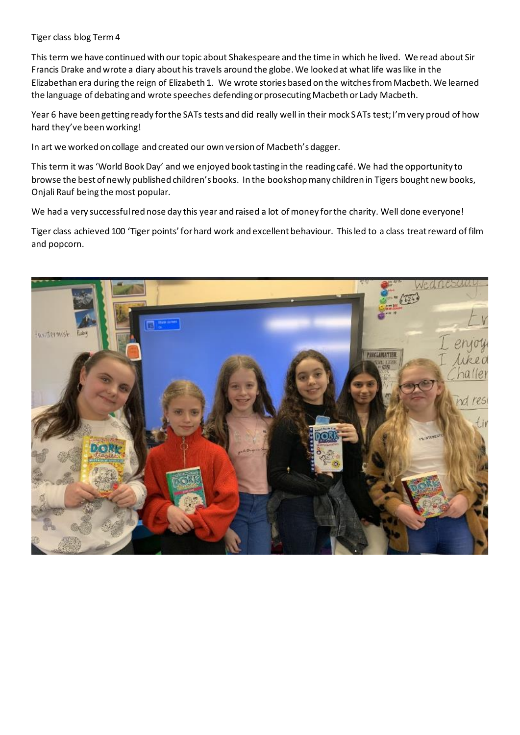Tiger class blog Term 4

This term we have continued with our topic about Shakespeare and the time in which he lived. We read about Sir Francis Drake and wrote a diary about his travels around the globe. We looked at what life was like in the Elizabethan era during the reign of Elizabeth 1. We wrote stories based on the witches from Macbeth. We learned the language of debating and wrote speeches defending or prosecuting Macbeth or Lady Macbeth.

Year 6 have been getting ready for the SATs tests and did really well in their mock SATs test; I'm very proud of how hard they've been working!

In art we worked on collage and created our own version of Macbeth's dagger.

This term it was 'World Book Day' and we enjoyed book tasting in the reading café. We had the opportunity to browse the best of newly published children's books. In the bookshop many children in Tigers bought new books, Onjali Rauf being the most popular.

We had a very successful red nose day this year and raised a lot of money for the charity. Well done everyone!

Tiger class achieved 100 'Tiger points' for hard work and excellent behaviour. This led to a class treat reward of film and popcorn.